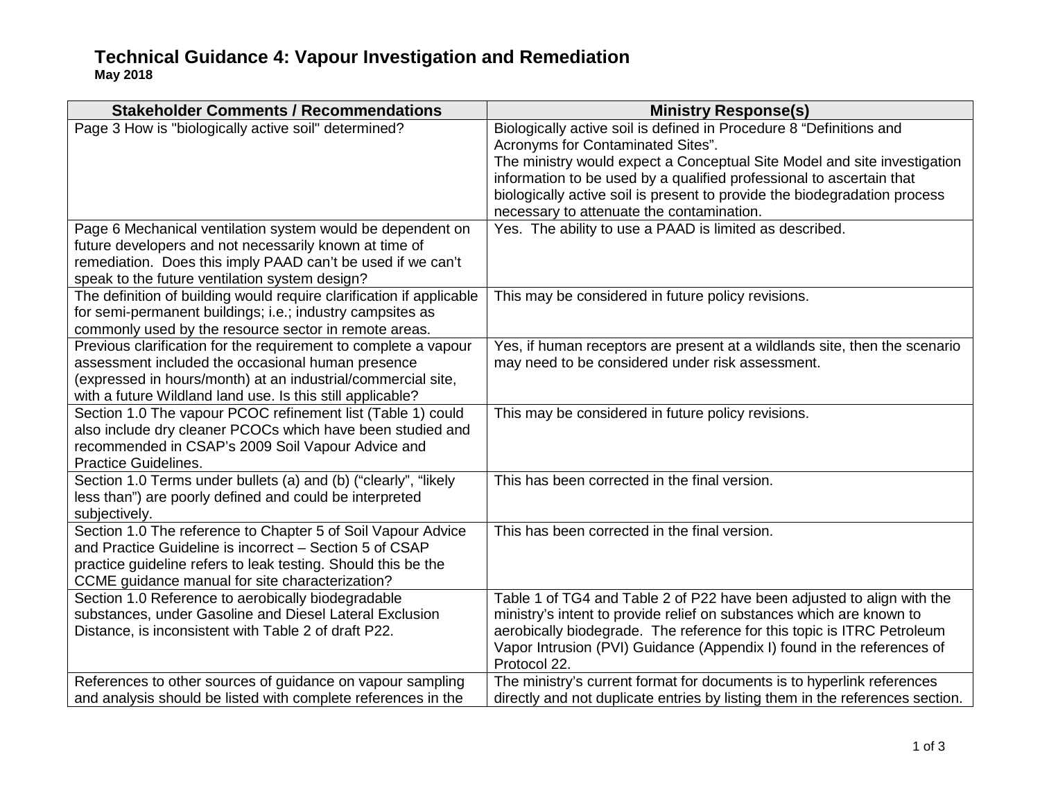# Technical Guidance 4: Vapour Investigation and Remediation

**May 2018**

| Stakeholder Comments / Recommendations | Ministry Response(s) |
| --- | --- |
| Page 3 How is "biologically active soil" determined? | Biologically active soil is defined in Procedure 8 "Definitions and Acronyms for Contaminated Sites". The ministry would expect a Conceptual Site Model and site investigation information to be used by a qualified professional to ascertain that biologically active soil is present to provide the biodegradation process necessary to attenuate the contamination. |
| Page 6 Mechanical ventilation system would be dependent on future developers and not necessarily known at time of remediation. Does this imply PAAD can't be used if we can't speak to the future ventilation system design? | Yes. The ability to use a PAAD is limited as described. |
| The definition of building would require clarification if applicable for semi-permanent buildings; i.e.; industry campsites as commonly used by the resource sector in remote areas. | This may be considered in future policy revisions. |
| Previous clarification for the requirement to complete a vapour assessment included the occasional human presence (expressed in hours/month) at an industrial/commercial site, with a future Wildland land use. Is this still applicable? | Yes, if human receptors are present at a wildlands site, then the scenario may need to be considered under risk assessment. |
| Section 1.0 The vapour PCOC refinement list (Table 1) could also include dry cleaner PCOCs which have been studied and recommended in CSAP's 2009 Soil Vapour Advice and Practice Guidelines. | This may be considered in future policy revisions. |
| Section 1.0 Terms under bullets (a) and (b) ("clearly", "likely less than") are poorly defined and could be interpreted subjectively. | This has been corrected in the final version. |
| Section 1.0 The reference to Chapter 5 of Soil Vapour Advice and Practice Guideline is incorrect – Section 5 of CSAP practice guideline refers to leak testing. Should this be the CCME guidance manual for site characterization? | This has been corrected in the final version. |
| Section 1.0 Reference to aerobically biodegradable substances, under Gasoline and Diesel Lateral Exclusion Distance, is inconsistent with Table 2 of draft P22. | Table 1 of TG4 and Table 2 of P22 have been adjusted to align with the ministry's intent to provide relief on substances which are known to aerobically biodegrade. The reference for this topic is ITRC Petroleum Vapor Intrusion (PVI) Guidance (Appendix I) found in the references of Protocol 22. |
| References to other sources of guidance on vapour sampling and analysis should be listed with complete references in the | The ministry's current format for documents is to hyperlink references directly and not duplicate entries by listing them in the references section. |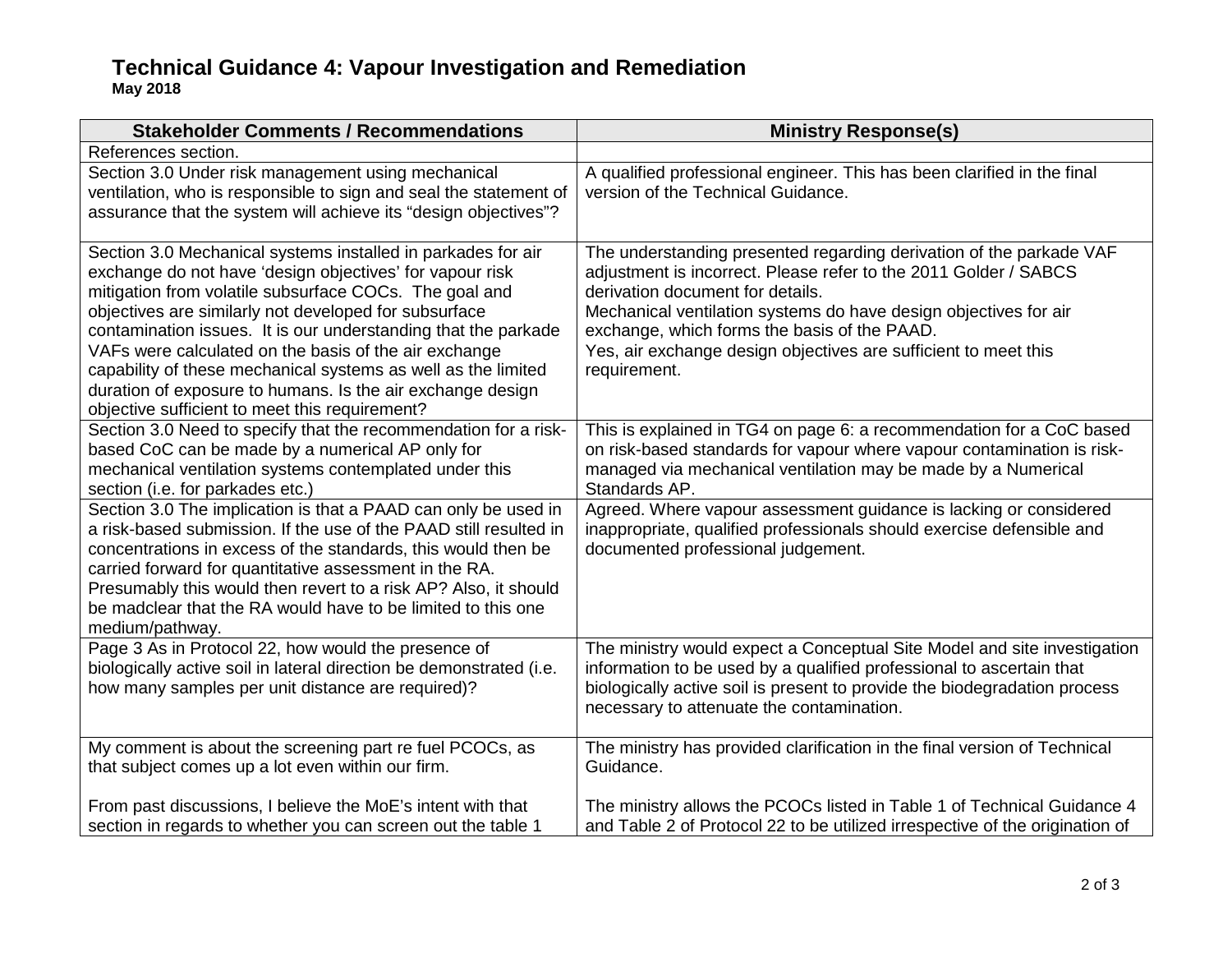# Technical Guidance 4: Vapour Investigation and Remediation

**May 2018**

| Stakeholder Comments / Recommendations | Ministry Response(s) |
|---|---|
| References section. | |
| Section 3.0 Under risk management using mechanical ventilation, who is responsible to sign and seal the statement of assurance that the system will achieve its "design objectives"? | A qualified professional engineer. This has been clarified in the final version of the Technical Guidance. |
| Section 3.0 Mechanical systems installed in parkades for air exchange do not have 'design objectives' for vapour risk mitigation from volatile subsurface COCs. The goal and objectives are similarly not developed for subsurface contamination issues. It is our understanding that the parkade VAFs were calculated on the basis of the air exchange capability of these mechanical systems as well as the limited duration of exposure to humans. Is the air exchange design objective sufficient to meet this requirement? | The understanding presented regarding derivation of the parkade VAF adjustment is incorrect. Please refer to the 2011 Golder / SABCS derivation document for details.<br>Mechanical ventilation systems do have design objectives for air exchange, which forms the basis of the PAAD.<br>Yes, air exchange design objectives are sufficient to meet this requirement. |
| Section 3.0 Need to specify that the recommendation for a risk-based CoC can be made by a numerical AP only for mechanical ventilation systems contemplated under this section (i.e. for parkades etc.) | This is explained in TG4 on page 6: a recommendation for a CoC based on risk-based standards for vapour where vapour contamination is risk-managed via mechanical ventilation may be made by a Numerical Standards AP. |
| Section 3.0 The implication is that a PAAD can only be used in a risk-based submission. If the use of the PAAD still resulted in concentrations in excess of the standards, this would then be carried forward for quantitative assessment in the RA. Presumably this would then revert to a risk AP? Also, it should be madclear that the RA would have to be limited to this one medium/pathway. | Agreed. Where vapour assessment guidance is lacking or considered inappropriate, qualified professionals should exercise defensible and documented professional judgement. |
| Page 3 As in Protocol 22, how would the presence of biologically active soil in lateral direction be demonstrated (i.e. how many samples per unit distance are required)? | The ministry would expect a Conceptual Site Model and site investigation information to be used by a qualified professional to ascertain that biologically active soil is present to provide the biodegradation process necessary to attenuate the contamination. |
| My comment is about the screening part re fuel PCOCs, as that subject comes up a lot even within our firm.<br><br>From past discussions, I believe the MoE's intent with that section in regards to whether you can screen out the table 1 | The ministry has provided clarification in the final version of Technical Guidance.<br><br>The ministry allows the PCOCs listed in Table 1 of Technical Guidance 4 and Table 2 of Protocol 22 to be utilized irrespective of the origination of |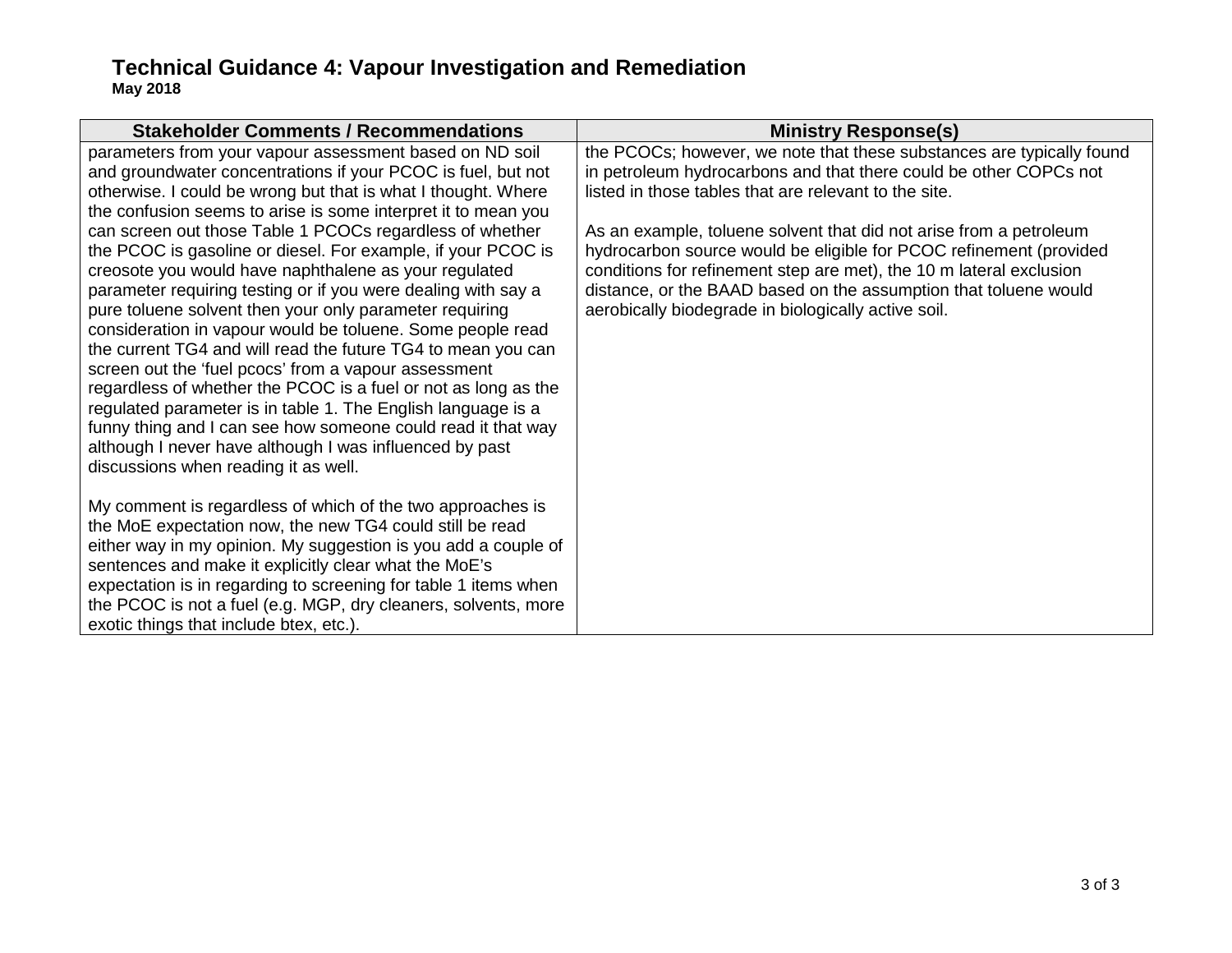# Technical Guidance 4: Vapour Investigation and Remediation

**May 2018**

| Stakeholder Comments / Recommendations | Ministry Response(s) |
|---|---|
| parameters from your vapour assessment based on ND soil and groundwater concentrations if your PCOC is fuel, but not otherwise. I could be wrong but that is what I thought. Where the confusion seems to arise is some interpret it to mean you can screen out those Table 1 PCOCs regardless of whether the PCOC is gasoline or diesel. For example, if your PCOC is creosote you would have naphthalene as your regulated parameter requiring testing or if you were dealing with say a pure toluene solvent then your only parameter requiring consideration in vapour would be toluene. Some people read the current TG4 and will read the future TG4 to mean you can screen out the 'fuel pcocs' from a vapour assessment regardless of whether the PCOC is a fuel or not as long as the regulated parameter is in table 1. The English language is a funny thing and I can see how someone could read it that way although I never have although I was influenced by past discussions when reading it as well.<br><br>My comment is regardless of which of the two approaches is the MoE expectation now, the new TG4 could still be read either way in my opinion. My suggestion is you add a couple of sentences and make it explicitly clear what the MoE's expectation is in regarding to screening for table 1 items when the PCOC is not a fuel (e.g. MGP, dry cleaners, solvents, more exotic things that include btex, etc.). | the PCOCs; however, we note that these substances are typically found in petroleum hydrocarbons and that there could be other COPCs not listed in those tables that are relevant to the site.<br><br>As an example, toluene solvent that did not arise from a petroleum hydrocarbon source would be eligible for PCOC refinement (provided conditions for refinement step are met), the 10 m lateral exclusion distance, or the BAAD based on the assumption that toluene would aerobically biodegrade in biologically active soil. |